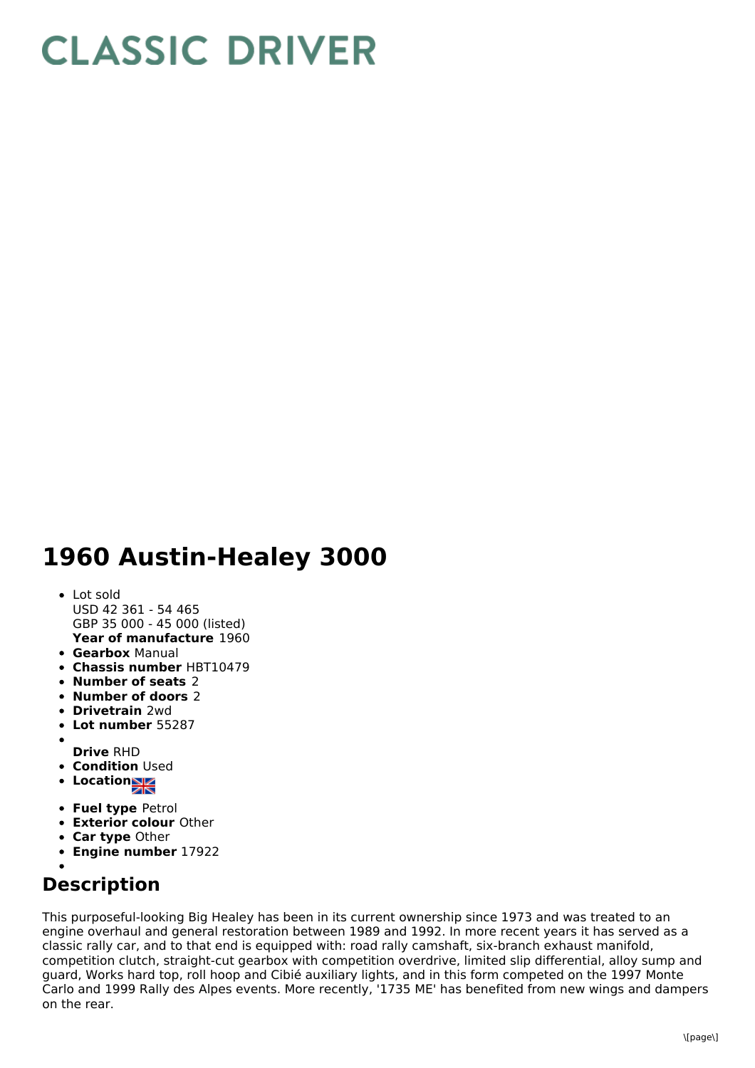# CLASSIC DRIVER

# 1960 Austin-Healey 3000

- Lot sold
  USD 42 361 - 54 465
  GBP 35 000 - 45 000 (listed)
  **Year of manufacture** 1960
- **Gearbox** Manual
- **Chassis number** HBT10479
- **Number of seats** 2
- **Number of doors** 2
- **Drivetrain** 2wd
- **Lot number** 55287
- **Drive** RHD
- **Condition** Used
- **Location**
- **Fuel type** Petrol
- **Exterior colour** Other
- **Car type** Other
- **Engine number** 17922

## Description

This purposeful-looking Big Healey has been in its current ownership since 1973 and was treated to an engine overhaul and general restoration between 1989 and 1992. In more recent years it has served as a classic rally car, and to that end is equipped with: road rally camshaft, six-branch exhaust manifold, competition clutch, straight-cut gearbox with competition overdrive, limited slip differential, alloy sump and guard, Works hard top, roll hoop and Cibié auxiliary lights, and in this form competed on the 1997 Monte Carlo and 1999 Rally des Alpes events. More recently, '1735 ME' has benefited from new wings and dampers on the rear.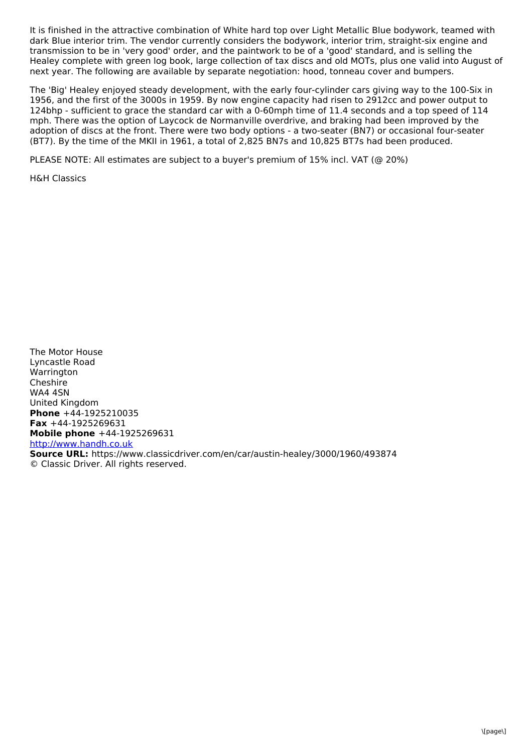It is finished in the attractive combination of White hard top over Light Metallic Blue bodywork, teamed with dark Blue interior trim. The vendor currently considers the bodywork, interior trim, straight-six engine and transmission to be in 'very good' order, and the paintwork to be of a 'good' standard, and is selling the Healey complete with green log book, large collection of tax discs and old MOTs, plus one valid into August of next year. The following are available by separate negotiation: hood, tonneau cover and bumpers.

The 'Big' Healey enjoyed steady development, with the early four-cylinder cars giving way to the 100-Six in 1956, and the first of the 3000s in 1959. By now engine capacity had risen to 2912cc and power output to 124bhp - sufficient to grace the standard car with a 0-60mph time of 11.4 seconds and a top speed of 114 mph. There was the option of Laycock de Normanville overdrive, and braking had been improved by the adoption of discs at the front. There were two body options - a two-seater (BN7) or occasional four-seater (BT7). By the time of the MKII in 1961, a total of 2,825 BN7s and 10,825 BT7s had been produced.

PLEASE NOTE: All estimates are subject to a buyer's premium of 15% incl. VAT (@ 20%)

H&H Classics

The Motor House
Lyncastle Road
Warrington
Cheshire
WA4 4SN
United Kingdom
**Phone** +44-1925210035
**Fax** +44-1925269631
**Mobile phone** +44-1925269631
[http://www.handh.co.uk](http://www.handh.co.uk)
**Source URL:** https://www.classicdriver.com/en/car/austin-healey/3000/1960/493874
© Classic Driver. All rights reserved.